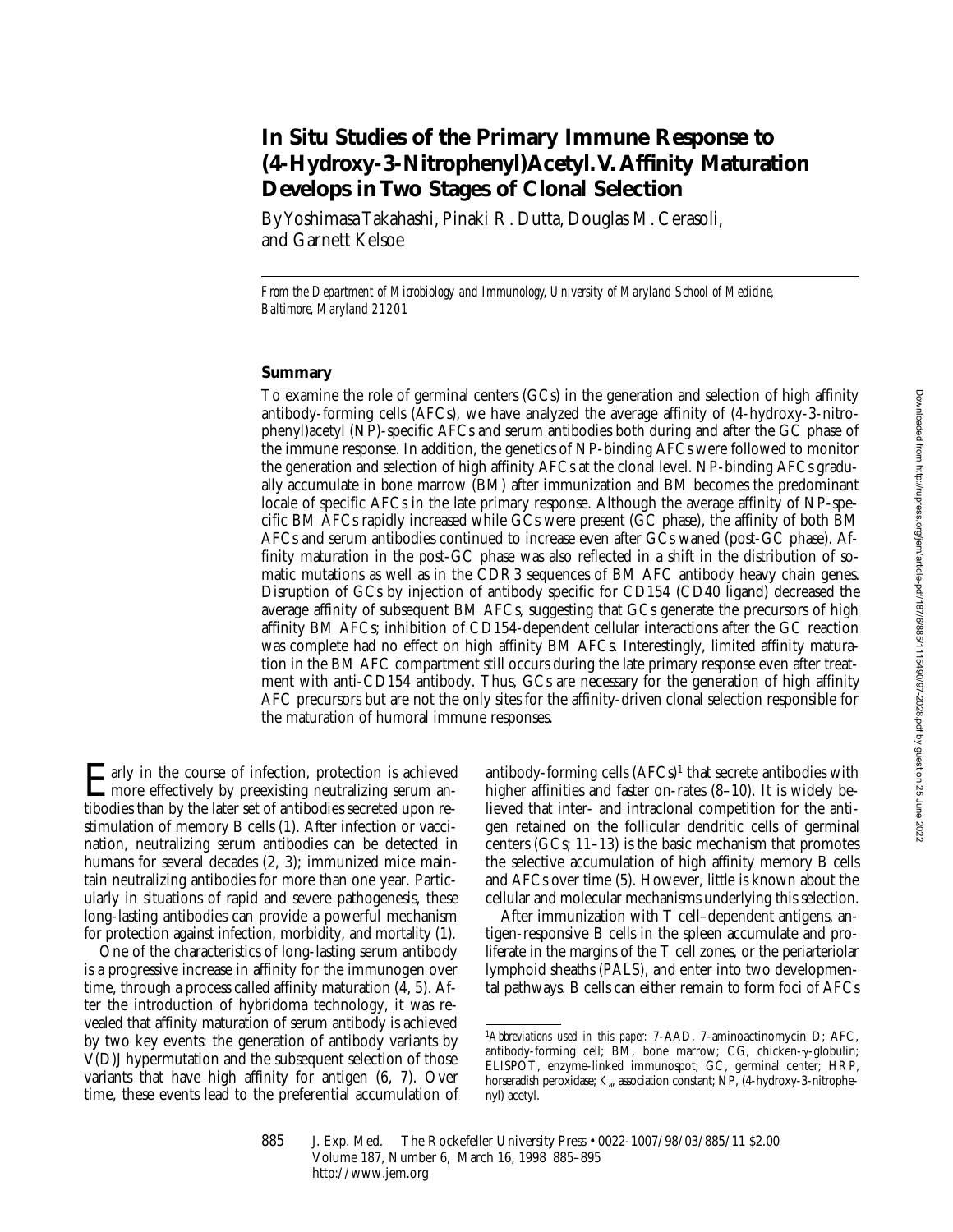# In Situ Studies of the Primary Immune Response to (4-Hydroxy-3-Nitrophenyl)Acetyl. V. Affinity Maturation Develops in Two Stages of Clonal Selection

By Yoshimasa Takahashi, Pinaki R. Dutta, Douglas M. Cerasoli, and Garnett Kelsoe

*From the Department of Microbiology and Immunology, University of Maryland School of Medicine, Baltimore, Maryland 21201*

## Summary

To examine the role of germinal centers (GCs) in the generation and selection of high affinity antibody-forming cells (AFCs), we have analyzed the average affinity of (4-hydroxy-3-nitrophenyl)acetyl (NP)-specific AFCs and serum antibodies both during and after the GC phase of the immune response. In addition, the genetics of NP-binding AFCs were followed to monitor the generation and selection of high affinity AFCs at the clonal level. NP-binding AFCs gradually accumulate in bone marrow (BM) after immunization and BM becomes the predominant locale of specific AFCs in the late primary response. Although the average affinity of NP-specific BM AFCs rapidly increased while GCs were present (GC phase), the affinity of both BM AFCs and serum antibodies continued to increase even after GCs waned (post-GC phase). Affinity maturation in the post-GC phase was also reflected in a shift in the distribution of somatic mutations as well as in the CDR3 sequences of BM AFC antibody heavy chain genes. Disruption of GCs by injection of antibody specific for CD154 (CD40 ligand) decreased the average affinity of subsequent BM AFCs, suggesting that GCs generate the precursors of high affinity BM AFCs; inhibition of CD154-dependent cellular interactions after the GC reaction was complete had no effect on high affinity BM AFCs. Interestingly, limited affinity maturation in the BM AFC compartment still occurs during the late primary response even after treatment with anti-CD154 antibody. Thus, GCs are necessary for the generation of high affinity AFC precursors but are not the only sites for the affinity-driven clonal selection responsible for the maturation of humoral immune responses.

Early in the course of infection, protection is achieved more effectively by preexisting neutralizing serum antibodies than by the later set of antibodies secreted upon restimulation of memory B cells (1). After infection or vaccination, neutralizing serum antibodies can be detected in humans for several decades (2, 3); immunized mice maintain neutralizing antibodies for more than one year. Particularly in situations of rapid and severe pathogenesis, these long-lasting antibodies can provide a powerful mechanism for protection against infection, morbidity, and mortality (1).

One of the characteristics of long-lasting serum antibody is a progressive increase in affinity for the immunogen over time, through a process called affinity maturation (4, 5). After the introduction of hybridoma technology, it was revealed that affinity maturation of serum antibody is achieved by two key events: the generation of antibody variants by V(D)J hypermutation and the subsequent selection of those variants that have high affinity for antigen (6, 7). Over time, these events lead to the preferential accumulation of antibody-forming cells (AFCs)[1] that secrete antibodies with higher affinities and faster on-rates (8–10). It is widely believed that inter- and intraclonal competition for the antigen retained on the follicular dendritic cells of germinal centers (GCs; 11–13) is the basic mechanism that promotes the selective accumulation of high affinity memory B cells and AFCs over time (5). However, little is known about the cellular and molecular mechanisms underlying this selection.

After immunization with T cell–dependent antigens, antigen-responsive B cells in the spleen accumulate and proliferate in the margins of the T cell zones, or the periarteriolar lymphoid sheaths (PALS), and enter into two developmental pathways. B cells can either remain to form foci of AFCs

[1] *Abbreviations used in this paper:* 7-AAD, 7-aminoactinomycin D; AFC, antibody-forming cell; BM, bone marrow; CG, chicken-γ-globulin; ELISPOT, enzyme-linked immunospot; GC, germinal center; HRP, horseradish peroxidase; $K_a$, association constant; NP, (4-hydroxy-3-nitrophenyl) acetyl.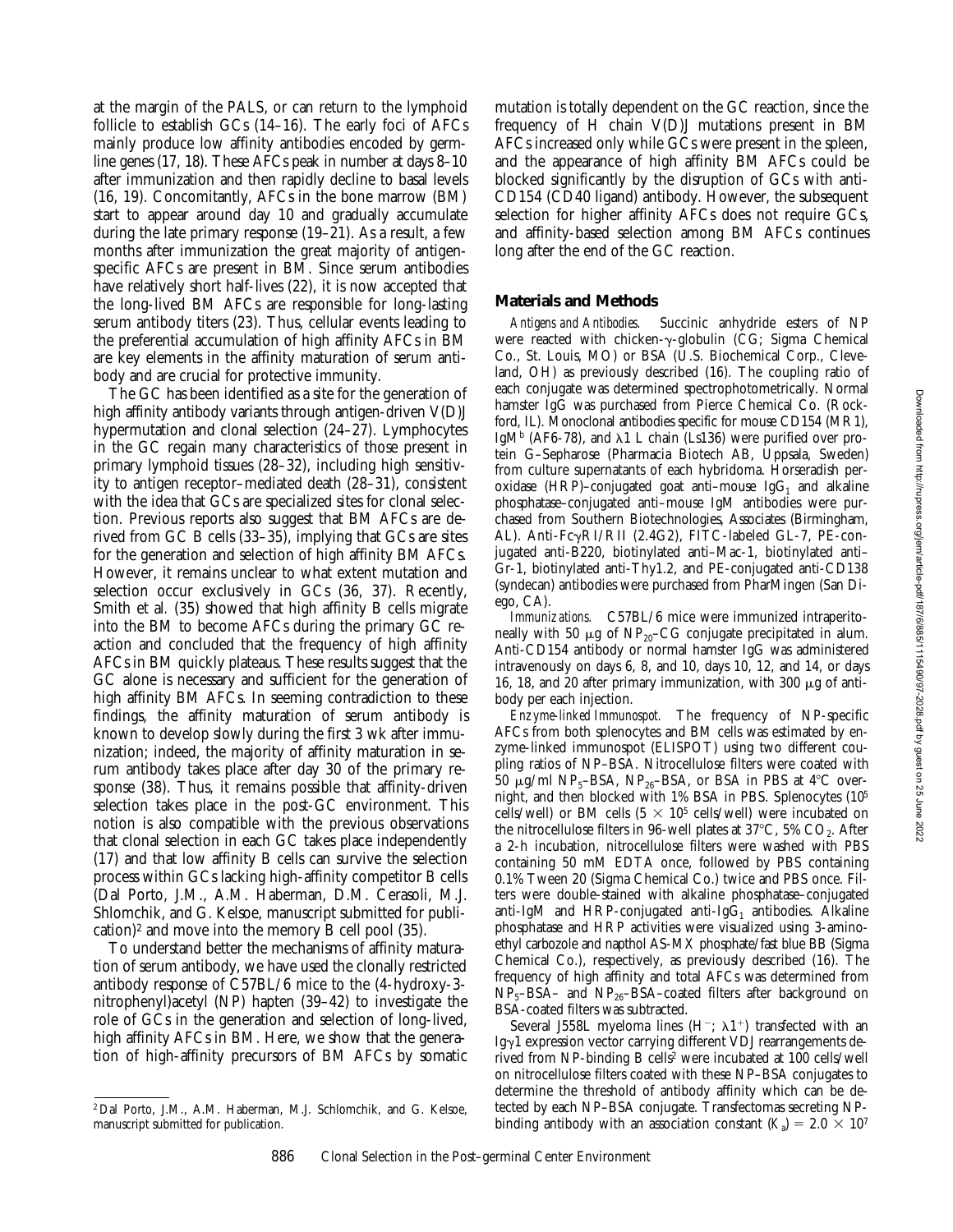at the margin of the PALS, or can return to the lymphoid follicle to establish GCs (14–16). The early foci of AFCs mainly produce low affinity antibodies encoded by germline genes (17, 18). These AFCs peak in number at days 8–10 after immunization and then rapidly decline to basal levels (16, 19). Concomitantly, AFCs in the bone marrow (BM) start to appear around day 10 and gradually accumulate during the late primary response (19–21). As a result, a few months after immunization the great majority of antigen-specific AFCs are present in BM. Since serum antibodies have relatively short half-lives (22), it is now accepted that the long-lived BM AFCs are responsible for long-lasting serum antibody titers (23). Thus, cellular events leading to the preferential accumulation of high affinity AFCs in BM are key elements in the affinity maturation of serum antibody and are crucial for protective immunity.

The GC has been identified as a site for the generation of high affinity antibody variants through antigen-driven V(D)J hypermutation and clonal selection (24–27). Lymphocytes in the GC regain many characteristics of those present in primary lymphoid tissues (28–32), including high sensitivity to antigen receptor–mediated death (28–31), consistent with the idea that GCs are specialized sites for clonal selection. Previous reports also suggest that BM AFCs are derived from GC B cells (33–35), implying that GCs are sites for the generation and selection of high affinity BM AFCs. However, it remains unclear to what extent mutation and selection occur exclusively in GCs (36, 37). Recently, Smith et al. (35) showed that high affinity B cells migrate into the BM to become AFCs during the primary GC reaction and concluded that the frequency of high affinity AFCs in BM quickly plateaus. These results suggest that the GC alone is necessary and sufficient for the generation of high affinity BM AFCs. In seeming contradiction to these findings, the affinity maturation of serum antibody is known to develop slowly during the first 3 wk after immunization; indeed, the majority of affinity maturation in serum antibody takes place after day 30 of the primary response (38). Thus, it remains possible that affinity-driven selection takes place in the post-GC environment. This notion is also compatible with the previous observations that clonal selection in each GC takes place independently (17) and that low affinity B cells can survive the selection process within GCs lacking high-affinity competitor B cells (Dal Porto, J.M., A.M. Haberman, D.M. Cerasoli, M.J. Shlomchik, and G. Kelsoe, manuscript submitted for publication)[2] and move into the memory B cell pool (35).

To understand better the mechanisms of affinity maturation of serum antibody, we have used the clonally restricted antibody response of C57BL/6 mice to the (4-hydroxy-3-nitrophenyl)acetyl (NP) hapten (39–42) to investigate the role of GCs in the generation and selection of long-lived, high affinity AFCs in BM. Here, we show that the generation of high-affinity precursors of BM AFCs by somatic mutation is totally dependent on the GC reaction, since the frequency of H chain V(D)J mutations present in BM AFCs increased only while GCs were present in the spleen, and the appearance of high affinity BM AFCs could be blocked significantly by the disruption of GCs with anti-CD154 (CD40 ligand) antibody. However, the subsequent selection for higher affinity AFCs does not require GCs, and affinity-based selection among BM AFCs continues long after the end of the GC reaction.

## Materials and Methods

*Antigens and Antibodies.* Succinic anhydride esters of NP were reacted with chicken-γ-globulin (CG; Sigma Chemical Co., St. Louis, MO) or BSA (U.S. Biochemical Corp., Cleveland, OH) as previously described (16). The coupling ratio of each conjugate was determined spectrophotometrically. Normal hamster IgG was purchased from Pierce Chemical Co. (Rockford, IL). Monoclonal antibodies specific for mouse CD154 (MR1), $IgM^b$ (AF6-78), and λ1 L chain (Ls136) were purified over protein G–Sepharose (Pharmacia Biotech AB, Uppsala, Sweden) from culture supernatants of each hybridoma. Horseradish peroxidase (HRP)–conjugated goat anti–mouse $IgG_1$ and alkaline phosphatase–conjugated anti–mouse IgM antibodies were purchased from Southern Biotechnologies, Associates (Birmingham, AL). Anti-FcγRI/RII (2.4G2), FITC-labeled GL-7, PE-conjugated anti-B220, biotinylated anti–Mac-1, biotinylated anti–Gr-1, biotinylated anti-Thy1.2, and PE-conjugated anti-CD138 (syndecan) antibodies were purchased from PharMingen (San Diego, CA).

*Immunizations.* C57BL/6 mice were immunized intraperitoneally with 50 μg of $NP_{20}$–CG conjugate precipitated in alum. Anti-CD154 antibody or normal hamster IgG was administered intravenously on days 6, 8, and 10, days 10, 12, and 14, or days 16, 18, and 20 after primary immunization, with 300 μg of antibody per each injection.

*Enzyme-linked Immunospot.* The frequency of NP-specific AFCs from both splenocytes and BM cells was estimated by enzyme-linked immunospot (ELISPOT) using two different coupling ratios of NP–BSA. Nitrocellulose filters were coated with 50 μg/ml $NP_5$–BSA, $NP_{26}$–BSA, or BSA in PBS at 4°C overnight, and then blocked with 1% BSA in PBS. Splenocytes ($10^5$ cells/well) or BM cells ($5 \times 10^5$ cells/well) were incubated on the nitrocellulose filters in 96-well plates at 37°C, 5% $CO_2$. After a 2-h incubation, nitrocellulose filters were washed with PBS containing 50 mM EDTA once, followed by PBS containing 0.1% Tween 20 (Sigma Chemical Co.) twice and PBS once. Filters were double-stained with alkaline phosphatase–conjugated anti-IgM and HRP-conjugated anti-$IgG_1$ antibodies. Alkaline phosphatase and HRP activities were visualized using 3-aminoethyl carbozole and napthol AS-MX phosphate/fast blue BB (Sigma Chemical Co.), respectively, as previously described (16). The frequency of high affinity and total AFCs was determined from $NP_5$–BSA– and $NP_{26}$–BSA–coated filters after background on BSA-coated filters was subtracted.

Several J558L myeloma lines ($H^-$; $\lambda1^+$) transfected with an Igγ1 expression vector carrying different VDJ rearrangements derived from NP-binding B cells[2] were incubated at 100 cells/well on nitrocellulose filters coated with these NP–BSA conjugates to determine the threshold of antibody affinity which can be detected by each NP–BSA conjugate. Transfectomas secreting NP-binding antibody with an association constant ($K_a$) = $2.0 \times 10^7$

[2] Dal Porto, J.M., A.M. Haberman, M.J. Schlomchik, and G. Kelsoe, manuscript submitted for publication.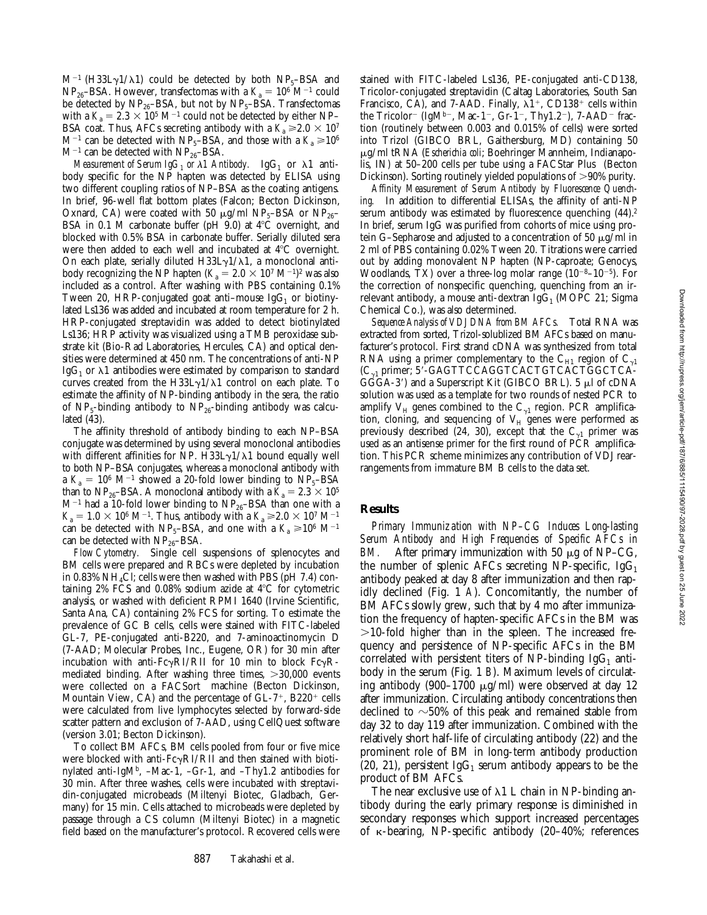$M^{-1}$ (H33L$\gamma$1/$\lambda$1) could be detected by both $NP_5$–BSA and $NP_{26}$–BSA. However, transfectomas with a $K_a = 10^6\ M^{-1}$ could be detected by $NP_{26}$–BSA, but not by $NP_5$–BSA. Transfectomas with a $K_a = 2.3 \times 10^5\ M^{-1}$ could not be detected by either NP–BSA coat. Thus, AFCs secreting antibody with a $K_a \geq 2.0 \times 10^7\ M^{-1}$ can be detected with $NP_5$–BSA, and those with a $K_a \geq 10^6\ M^{-1}$ can be detected with $NP_{26}$–BSA.

*Measurement of Serum $IgG_1$ or $\lambda$1 Antibody.* $IgG_1$ or $\lambda$1 antibody specific for the NP hapten was detected by ELISA using two different coupling ratios of NP–BSA as the coating antigens. In brief, 96-well flat bottom plates (Falcon; Becton Dickinson, Oxnard, CA) were coated with 50 μg/ml $NP_5$–BSA or $NP_{26}$–BSA in 0.1 M carbonate buffer (pH 9.0) at 4°C overnight, and blocked with 0.5% BSA in carbonate buffer. Serially diluted sera were then added to each well and incubated at 4°C overnight. On each plate, serially diluted H33L$\gamma$1/$\lambda$1, a monoclonal antibody recognizing the NP hapten ($K_a = 2.0 \times 10^7\ M^{-1}$)[2] was also included as a control. After washing with PBS containing 0.1% Tween 20, HRP-conjugated goat anti–mouse $IgG_1$ or biotinylated Ls136 was added and incubated at room temperature for 2 h. HRP-conjugated streptavidin was added to detect biotinylated Ls136; HRP activity was visualized using a TMB peroxidase substrate kit (Bio-Rad Laboratories, Hercules, CA) and optical densities were determined at 450 nm. The concentrations of anti-NP $IgG_1$ or $\lambda$1 antibodies were estimated by comparison to standard curves created from the H33L$\gamma$1/$\lambda$1 control on each plate. To estimate the affinity of NP-binding antibody in the sera, the ratio of $NP_5$-binding antibody to $NP_{26}$-binding antibody was calculated (43).

The affinity threshold of antibody binding to each NP–BSA conjugate was determined by using several monoclonal antibodies with different affinities for NP. H33L$\gamma$1/$\lambda$1 bound equally well to both NP–BSA conjugates, whereas a monoclonal antibody with a $K_a = 10^6\ M^{-1}$ showed a 20-fold lower binding to $NP_5$–BSA than to $NP_{26}$–BSA. A monoclonal antibody with a $K_a = 2.3 \times 10^5\ M^{-1}$ had a 10-fold lower binding to $NP_{26}$–BSA than one with a $K_a = 1.0 \times 10^6\ M^{-1}$. Thus, antibody with a $K_a \geq 2.0 \times 10^7\ M^{-1}$ can be detected with $NP_5$–BSA, and one with a $K_a \geq 10^6\ M^{-1}$ can be detected with $NP_{26}$–BSA.

*Flow Cytometry.* Single cell suspensions of splenocytes and BM cells were prepared and RBCs were depleted by incubation in 0.83% $NH_4Cl$; cells were then washed with PBS (pH 7.4) containing 2% FCS and 0.08% sodium azide at 4°C for cytometric analysis, or washed with deficient RPMI 1640 (Irvine Scientific, Santa Ana, CA) containing 2% FCS for sorting. To estimate the prevalence of GC B cells, cells were stained with FITC-labeled GL-7, PE-conjugated anti-B220, and 7-aminoactinomycin D (7-AAD; Molecular Probes, Inc., Eugene, OR) for 30 min after incubation with anti-Fc$\gamma$RI/RII for 10 min to block Fc$\gamma$R-mediated binding. After washing three times, >30,000 events were collected on a FACSort® machine (Becton Dickinson, Mountain View, CA) and the percentage of GL-7$^+$, B220$^+$ cells were calculated from live lymphocytes selected by forward-side scatter pattern and exclusion of 7-AAD, using CellQuest software (version 3.01; Becton Dickinson).

To collect BM AFCs, BM cells pooled from four or five mice were blocked with anti-Fc$\gamma$RI/RII and then stained with biotinylated anti-IgM$^b$, –Mac-1, –Gr-1, and –Thy1.2 antibodies for 30 min. After three washes, cells were incubated with streptavidin-conjugated microbeads (Miltenyi Biotec, Gladbach, Germany) for 15 min. Cells attached to microbeads were depleted by passage through a CS column (Miltenyi Biotec) in a magnetic field based on the manufacturer's protocol. Recovered cells were stained with FITC-labeled Ls136, PE-conjugated anti-CD138, Tricolor-conjugated streptavidin (Caltag Laboratories, South San Francisco, CA), and 7-AAD. Finally, $\lambda$1$^+$, CD138$^+$ cells within the Tricolor$^-$ (IgM$^{b-}$, Mac-1$^-$, Gr-1$^-$, Thy1.2$^-$), 7-AAD$^-$ fraction (routinely between 0.003 and 0.015% of cells) were sorted into Trizol (GIBCO BRL, Gaithersburg, MD) containing 50 μg/ml tRNA (*Escherichia coli*; Boehringer Mannheim, Indianapolis, IN) at 50–200 cells per tube using a FACStar Plus® (Becton Dickinson). Sorting routinely yielded populations of >90% purity.

*Affinity Measurement of Serum Antibody by Fluorescence Quenching.* In addition to differential ELISAs, the affinity of anti-NP serum antibody was estimated by fluorescence quenching (44).[2] In brief, serum IgG was purified from cohorts of mice using protein G–Sepharose and adjusted to a concentration of 50 μg/ml in 2 ml of PBS containing 0.02% Tween 20. Titrations were carried out by adding monovalent NP hapten (NP-caproate; Genocys, Woodlands, TX) over a three-log molar range ($10^{-8}$–$10^{-5}$). For the correction of nonspecific quenching, quenching from an irrelevant antibody, a mouse anti-dextran $IgG_1$ (MOPC 21; Sigma Chemical Co.), was also determined.

*Sequence Analysis of VDJ DNA from BM AFCs.* Total RNA was extracted from sorted, Trizol-solublized BM AFCs based on manufacturer's protocol. First strand cDNA was synthesized from total RNA using a primer complementary to the $C_{H1}$ region of $C_{\gamma 1}$ ($C_{\gamma 1}$ primer; 5′-GAGTTCCAGGTCACTGTCACTGGCTCA-GGGA-3′) and a Superscript Kit (GIBCO BRL). 5 μl of cDNA solution was used as a template for two rounds of nested PCR to amplify $V_H$ genes combined to the $C_{\gamma 1}$ region. PCR amplification, cloning, and sequencing of $V_H$ genes were performed as previously described (24, 30), except that the $C_{\gamma 1}$ primer was used as an antisense primer for the first round of PCR amplification. This PCR scheme minimizes any contribution of VDJ rearrangements from immature BM B cells to the data set.

## Results

*Primary Immunization with NP–CG Induces Long-lasting Serum Antibody and High Frequencies of Specific AFCs in BM.* After primary immunization with 50 μg of NP–CG, the number of splenic AFCs secreting NP-specific, $IgG_1$ antibody peaked at day 8 after immunization and then rapidly declined (Fig. 1 *A*). Concomitantly, the number of BM AFCs slowly grew, such that by 4 mo after immunization the frequency of hapten-specific AFCs in the BM was >10-fold higher than in the spleen. The increased frequency and persistence of NP-specific AFCs in the BM correlated with persistent titers of NP-binding $IgG_1$ antibody in the serum (Fig. 1 *B*). Maximum levels of circulating antibody (900–1700 μg/ml) were observed at day 12 after immunization. Circulating antibody concentrations then declined to ~50% of this peak and remained stable from day 32 to day 119 after immunization. Combined with the relatively short half-life of circulating antibody (22) and the prominent role of BM in long-term antibody production (20, 21), persistent $IgG_1$ serum antibody appears to be the product of BM AFCs.

The near exclusive use of $\lambda$1 L chain in NP-binding antibody during the early primary response is diminished in secondary responses which support increased percentages of $\kappa$-bearing, NP-specific antibody (20–40%; references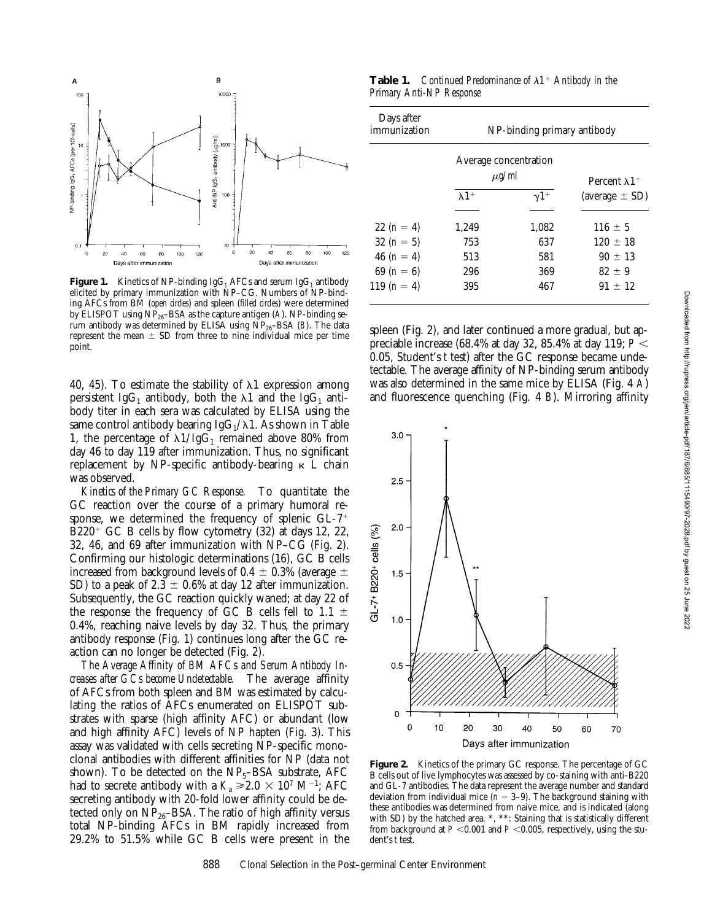**Figure 1.** Kinetics of NP-binding $IgG_1$ AFCs and serum $IgG_1$ antibody elicited by primary immunization with NP–CG. Numbers of NP-binding AFCs from BM (*open circles*) and spleen (*filled circles*) were determined by ELISPOT using $NP_{26}$–BSA as the capture antigen (*A*). NP-binding serum antibody was determined by ELISA using $NP_{26}$–BSA (*B*). The data represent the mean ± SD from three to nine individual mice per time point.

40, 45). To estimate the stability of λ1 expression among persistent $IgG_1$ antibody, both the λ1 and the $IgG_1$ antibody titer in each sera was calculated by ELISA using the same control antibody bearing $IgG_1$/λ1. As shown in Table 1, the percentage of λ1/$IgG_1$ remained above 80% from day 46 to day 119 after immunization. Thus, no significant replacement by NP-specific antibody-bearing κ L chain was observed.

*Kinetics of the Primary GC Response.* To quantitate the GC reaction over the course of a primary humoral response, we determined the frequency of splenic GL-7$^+$ B220$^+$ GC B cells by flow cytometry (32) at days 12, 22, 32, 46, and 69 after immunization with NP–CG (Fig. 2). Confirming our histologic determinations (16), GC B cells increased from background levels of 0.4 ± 0.3% (average ± SD) to a peak of 2.3 ± 0.6% at day 12 after immunization. Subsequently, the GC reaction quickly waned; at day 22 of the response the frequency of GC B cells fell to 1.1 ± 0.4%, reaching naive levels by day 32. Thus, the primary antibody response (Fig. 1) continues long after the GC reaction can no longer be detected (Fig. 2).

*The Average Affinity of BM AFCs and Serum Antibody Increases after GCs become Undetectable.* The average affinity of AFCs from both spleen and BM was estimated by calculating the ratios of AFCs enumerated on ELISPOT substrates with sparse (high affinity AFC) or abundant (low and high affinity AFC) levels of NP hapten (Fig. 3). This assay was validated with cells secreting NP-specific monoclonal antibodies with different affinities for NP (data not shown). To be detected on the $NP_5$–BSA substrate, AFC had to secrete antibody with a $K_a \geq 2.0 \times 10^7$ $M^{-1}$; AFC secreting antibody with 20-fold lower affinity could be detected only on $NP_{26}$–BSA. The ratio of high affinity versus total NP-binding AFCs in BM rapidly increased from 29.2% to 51.5% while GC B cells were present in the spleen (Fig. 2), and later continued a more gradual, but appreciable increase (68.4% at day 32, 85.4% at day 119; $P < 0.05$, Student's *t* test) after the GC response became undetectable. The average affinity of NP-binding serum antibody was also determined in the same mice by ELISA (Fig. 4 *A*) and fluorescence quenching (Fig. 4 *B*). Mirroring affinity

**Table 1.** *Continued Predominance of λ1$^+$ Antibody in the Primary Anti-NP Response*

| Days after immunization | NP-binding primary antibody | | |
|---|---|---|---|
| | Average concentration μg/ml | | Percent λ1$^+$ (average ± SD) |
| | λ1$^+$ | γ1$^+$ | |
| 22 ($n$ = 4) | 1,249 | 1,082 | 116 ± 5 |
| 32 ($n$ = 5) | 753 | 637 | 120 ± 18 |
| 46 ($n$ = 4) | 513 | 581 | 90 ± 13 |
| 69 ($n$ = 6) | 296 | 369 | 82 ± 9 |
| 119 ($n$ = 4) | 395 | 467 | 91 ± 12 |

**Figure 2.** Kinetics of the primary GC response. The percentage of GC B cells out of live lymphocytes was assessed by co-staining with anti-B220 and GL-7 antibodies. The data represent the average number and standard deviation from individual mice ($n$ = 3–9). The background staining with these antibodies was determined from naive mice, and is indicated (along with SD) by the hatched area. *, **: Staining that is statistically different from background at $P < 0.001$ and $P < 0.005$, respectively, using the student's *t* test.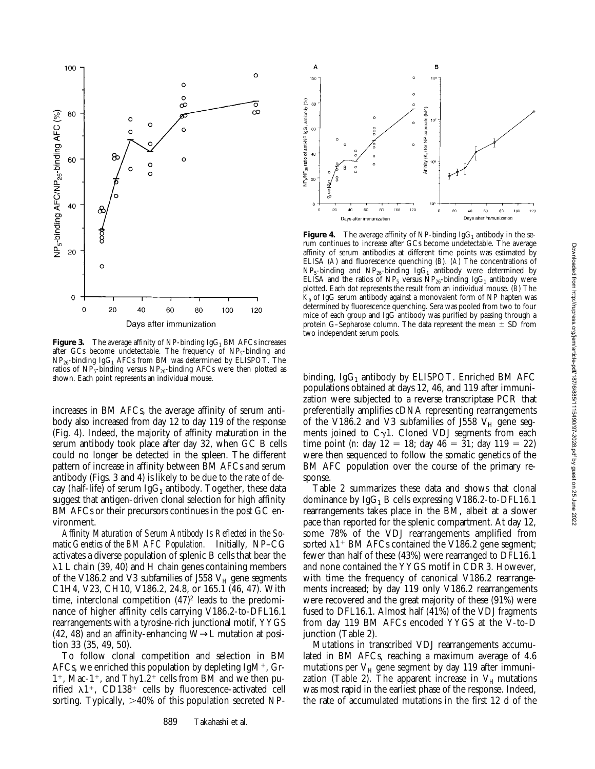**Figure 3.** The average affinity of NP-binding $IgG_1$ BM AFCs increases after GCs become undetectable. The frequency of $NP_5$-binding and $NP_{26}$-binding $IgG_1$ AFCs from BM was determined by ELISPOT. The ratios of $NP_5$-binding versus $NP_{26}$-binding AFCs were then plotted as shown. Each point represents an individual mouse.

**Figure 4.** The average affinity of NP-binding $IgG_1$ antibody in the serum continues to increase after GCs become undetectable. The average affinity of serum antibodies at different time points was estimated by ELISA (*A*) and fluorescence quenching (*B*). (*A*) The concentrations of $NP_5$-binding and $NP_{26}$-binding $IgG_1$ antibody were determined by ELISA and the ratios of $NP_5$ versus $NP_{26}$-binding $IgG_1$ antibody were plotted. Each dot represents the result from an individual mouse. (*B*) The $K_a$ of IgG serum antibody against a monovalent form of NP hapten was determined by fluorescence quenching. Sera was pooled from two to four mice of each group and IgG antibody was purified by passing through a protein G–Sepharose column. The data represent the mean ± SD from two independent serum pools.

increases in BM AFCs, the average affinity of serum antibody also increased from day 12 to day 119 of the response (Fig. 4). Indeed, the majority of affinity maturation in the serum antibody took place after day 32, when GC B cells could no longer be detected in the spleen. The different pattern of increase in affinity between BM AFCs and serum antibody (Figs. 3 and 4) is likely to be due to the rate of decay (half-life) of serum $IgG_1$ antibody. Together, these data suggest that antigen-driven clonal selection for high affinity BM AFCs or their precursors continues in the post GC environment.

*Affinity Maturation of Serum Antibody Is Reflected in the Somatic Genetics of the BM AFC Population.* Initially, NP–CG activates a diverse population of splenic B cells that bear the λ1 L chain (39, 40) and H chain genes containing members of the V186.2 and V3 subfamilies of J558 $V_H$ gene segments C1H4, V23, CH10, V186.2, 24.8, or 165.1 (46, 47). With time, interclonal competition (47)[2] leads to the predominance of higher affinity cells carrying V186.2-to-DFL16.1 rearrangements with a tyrosine-rich junctional motif, YYGS (42, 48) and an affinity-enhancing W→L mutation at position 33 (35, 49, 50).

To follow clonal competition and selection in BM AFCs, we enriched this population by depleting $IgM^+$, Gr-$1^+$, Mac-$1^+$, and Thy$1.2^+$ cells from BM and we then purified $\lambda1^+$, $CD138^+$ cells by fluorescence-activated cell sorting. Typically, >40% of this population secreted NP-binding, $IgG_1$ antibody by ELISPOT. Enriched BM AFC populations obtained at days 12, 46, and 119 after immunization were subjected to a reverse transcriptase PCR that preferentially amplifies cDNA representing rearrangements of the V186.2 and V3 subfamilies of J558 $V_H$ gene segments joined to Cγ1. Cloned VDJ segments from each time point (*n*: day 12 = 18; day 46 = 31; day 119 = 22) were then sequenced to follow the somatic genetics of the BM AFC population over the course of the primary response.

Table 2 summarizes these data and shows that clonal dominance by $IgG_1$ B cells expressing V186.2-to-DFL16.1 rearrangements takes place in the BM, albeit at a slower pace than reported for the splenic compartment. At day 12, some 78% of the VDJ rearrangements amplified from sorted $\lambda1^+$ BM AFCs contained the V186.2 gene segment; fewer than half of these (43%) were rearranged to DFL16.1 and none contained the YYGS motif in CDR3. However, with time the frequency of canonical V186.2 rearrangements increased; by day 119 only V186.2 rearrangements were recovered and the great majority of these (91%) were fused to DFL16.1. Almost half (41%) of the VDJ fragments from day 119 BM AFCs encoded YYGS at the V-to-D junction (Table 2).

Mutations in transcribed VDJ rearrangements accumulated in BM AFCs, reaching a maximum average of 4.6 mutations per $V_H$ gene segment by day 119 after immunization (Table 2). The apparent increase in $V_H$ mutations was most rapid in the earliest phase of the response. Indeed, the rate of accumulated mutations in the first 12 d of the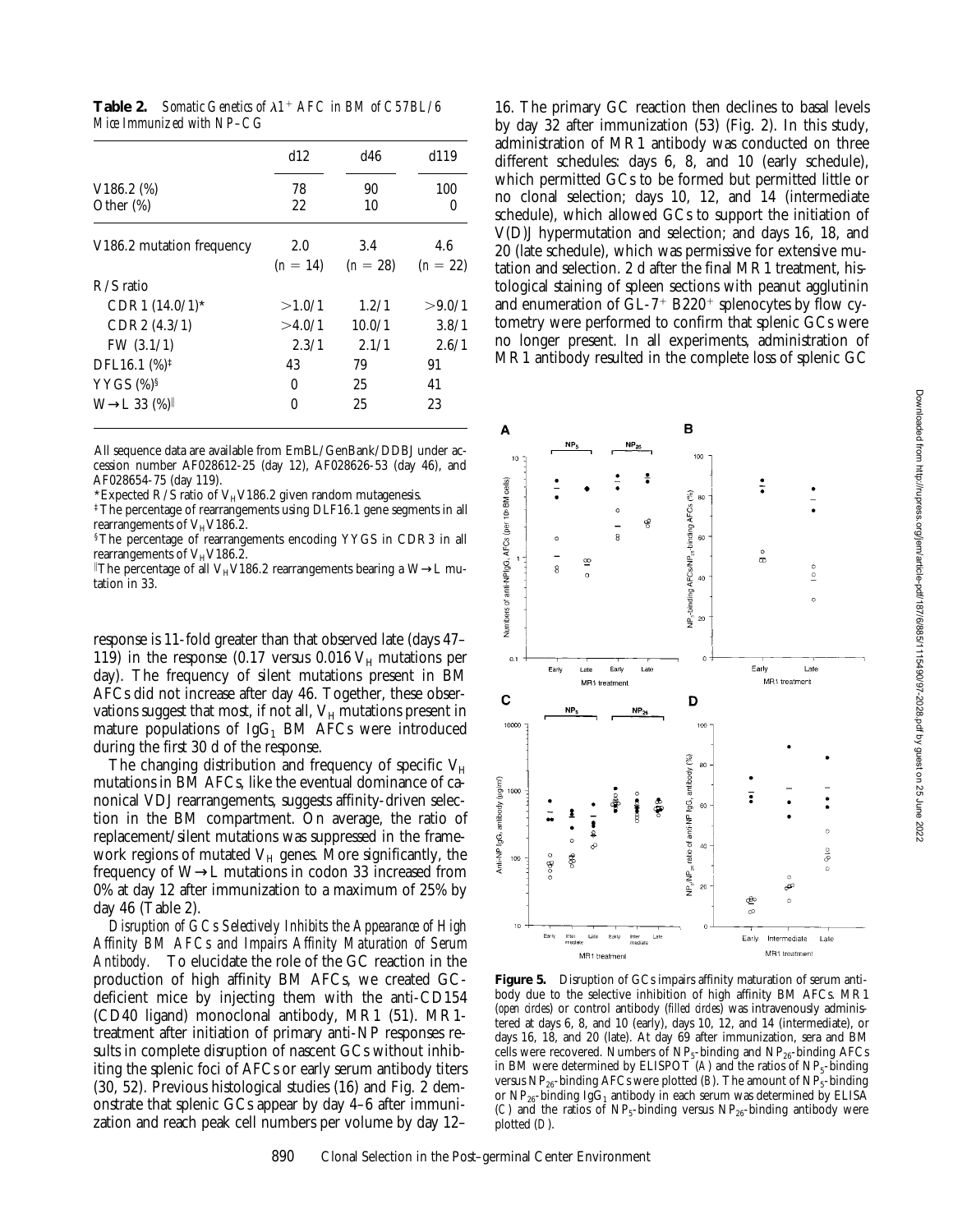**Table 2.** *Somatic Genetics of λ1[+] AFC in BM of C57BL/6 Mice Immunized with NP–CG*

| | d12 | d46 | d119 |
|---|---|---|---|
| V186.2 (%) | 78 | 90 | 100 |
| Other (%) | 22 | 10 | 0 |
| V186.2 mutation frequency | 2.0 ($n$ = 14) | 3.4 ($n$ = 28) | 4.6 ($n$ = 22) |
| R/S ratio | | | |
| CDR1 (14.0/1)* | >1.0/1 | 1.2/1 | >9.0/1 |
| CDR2 (4.3/1) | >4.0/1 | 10.0/1 | 3.8/1 |
| FW (3.1/1) | 2.3/1 | 2.1/1 | 2.6/1 |
| DFL16.1 (%)‡ | 43 | 79 | 91 |
| YYGS (%)§ | 0 | 25 | 41 |
| W→L 33 (%)‖ | 0 | 25 | 23 |

All sequence data are available from EmBL/GenBank/DDBJ under accession number AF028612-25 (day 12), AF028626-53 (day 46), and AF028654-75 (day 119).

*Expected R/S ratio of $V_H$V186.2 given random mutagenesis.

‡The percentage of rearrangements using DLF16.1 gene segments in all rearrangements of $V_H$V186.2.

§The percentage of rearrangements encoding YYGS in CDR3 in all rearrangements of $V_H$V186.2.

‖The percentage of all $V_H$V186.2 rearrangements bearing a W→L mutation in 33.

response is 11-fold greater than that observed late (days 47–119) in the response (0.17 versus 0.016 $V_H$ mutations per day). The frequency of silent mutations present in BM AFCs did not increase after day 46. Together, these observations suggest that most, if not all, $V_H$ mutations present in mature populations of $IgG_1$ BM AFCs were introduced during the first 30 d of the response.

The changing distribution and frequency of specific $V_H$ mutations in BM AFCs, like the eventual dominance of canonical VDJ rearrangements, suggests affinity-driven selection in the BM compartment. On average, the ratio of replacement/silent mutations was suppressed in the framework regions of mutated $V_H$ genes. More significantly, the frequency of W→L mutations in codon 33 increased from 0% at day 12 after immunization to a maximum of 25% by day 46 (Table 2).

*Disruption of GCs Selectively Inhibits the Appearance of High Affinity BM AFCs and Impairs Affinity Maturation of Serum Antibody.* To elucidate the role of the GC reaction in the production of high affinity BM AFCs, we created GC-deficient mice by injecting them with the anti-CD154 (CD40 ligand) monoclonal antibody, MR1 (51). MR1-treatment after initiation of primary anti-NP responses results in complete disruption of nascent GCs without inhibiting the splenic foci of AFCs or early serum antibody titers (30, 52). Previous histological studies (16) and Fig. 2 demonstrate that splenic GCs appear by day 4–6 after immunization and reach peak cell numbers per volume by day 12–16. The primary GC reaction then declines to basal levels by day 32 after immunization (53) (Fig. 2). In this study, administration of MR1 antibody was conducted on three different schedules: days 6, 8, and 10 (early schedule), which permitted GCs to be formed but permitted little or no clonal selection; days 10, 12, and 14 (intermediate schedule), which allowed GCs to support the initiation of V(D)J hypermutation and selection; and days 16, 18, and 20 (late schedule), which was permissive for extensive mutation and selection. 2 d after the final MR1 treatment, histological staining of spleen sections with peanut agglutinin and enumeration of GL-7[+] B220[+] splenocytes by flow cytometry were performed to confirm that splenic GCs were no longer present. In all experiments, administration of MR1 antibody resulted in the complete loss of splenic GC

**Figure 5.** Disruption of GCs impairs affinity maturation of serum antibody due to the selective inhibition of high affinity BM AFCs. MR1 (*open circles*) or control antibody (*filled circles*) was intravenously administered at days 6, 8, and 10 (early), days 10, 12, and 14 (intermediate), or days 16, 18, and 20 (late). At day 69 after immunization, sera and BM cells were recovered. Numbers of $NP_5$-binding and $NP_{26}$-binding AFCs in BM were determined by ELISPOT (*A*) and the ratios of $NP_5$-binding versus $NP_{26}$-binding AFCs were plotted (*B*). The amount of $NP_5$-binding or $NP_{26}$-binding $IgG_1$ antibody in each serum was determined by ELISA (*C*) and the ratios of $NP_5$-binding versus $NP_{26}$-binding antibody were plotted (*D*).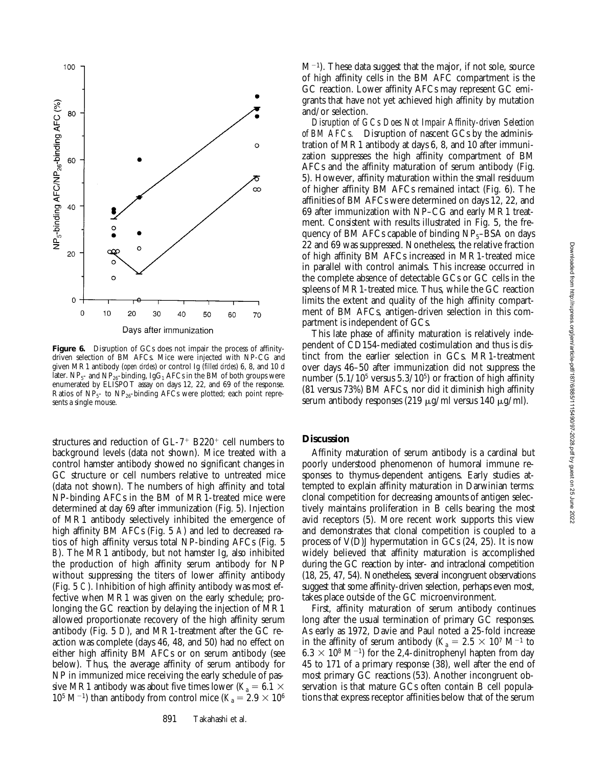**Figure 6.** Disruption of GCs does not impair the process of affinity-driven selection of BM AFCs. Mice were injected with NP-CG and given MR1 antibody (*open circles*) or control Ig (*filled circles*) 6, 8, and 10 d later. $NP_5$- and $NP_{26}$-binding, $IgG_1$ AFCs in the BM of both groups were enumerated by ELISPOT assay on days 12, 22, and 69 of the response. Ratios of $NP_5$- to $NP_{26}$-binding AFCs were plotted; each point represents a single mouse.

structures and reduction of GL-$7^+$ $B220^+$ cell numbers to background levels (data not shown). Mice treated with a control hamster antibody showed no significant changes in GC structure or cell numbers relative to untreated mice (data not shown). The numbers of high affinity and total NP-binding AFCs in the BM of MR1-treated mice were determined at day 69 after immunization (Fig. 5). Injection of MR1 antibody selectively inhibited the emergence of high affinity BM AFCs (Fig. 5 *A*) and led to decreased ratios of high affinity versus total NP-binding AFCs (Fig. 5 *B*). The MR1 antibody, but not hamster Ig, also inhibited the production of high affinity serum antibody for NP without suppressing the titers of lower affinity antibody (Fig. 5 *C*). Inhibition of high affinity antibody was most effective when MR1 was given on the early schedule; prolonging the GC reaction by delaying the injection of MR1 allowed proportionate recovery of the high affinity serum antibody (Fig. 5 *D*), and MR1-treatment after the GC reaction was complete (days 46, 48, and 50) had no effect on either high affinity BM AFCs or on serum antibody (see below). Thus, the average affinity of serum antibody for NP in immunized mice receiving the early schedule of passive MR1 antibody was about five times lower ($K_a = 6.1 \times 10^5$ $M^{-1}$) than antibody from control mice ($K_a = 2.9 \times 10^6$ $M^{-1}$). These data suggest that the major, if not sole, source of high affinity cells in the BM AFC compartment is the GC reaction. Lower affinity AFCs may represent GC emigrants that have not yet achieved high affinity by mutation and/or selection.

*Disruption of GCs Does Not Impair Affinity-driven Selection of BM AFCs.* Disruption of nascent GCs by the administration of MR1 antibody at days 6, 8, and 10 after immunization suppresses the high affinity compartment of BM AFCs and the affinity maturation of serum antibody (Fig. 5). However, affinity maturation within the small residuum of higher affinity BM AFCs remained intact (Fig. 6). The affinities of BM AFCs were determined on days 12, 22, and 69 after immunization with NP–CG and early MR1 treatment. Consistent with results illustrated in Fig. 5, the frequency of BM AFCs capable of binding $NP_5$–BSA on days 22 and 69 was suppressed. Nonetheless, the relative fraction of high affinity BM AFCs increased in MR1-treated mice in parallel with control animals. This increase occurred in the complete absence of detectable GCs or GC cells in the spleens of MR1-treated mice. Thus, while the GC reaction limits the extent and quality of the high affinity compartment of BM AFCs, antigen-driven selection in this compartment is independent of GCs.

This late phase of affinity maturation is relatively independent of CD154-mediated costimulation and thus is distinct from the earlier selection in GCs. MR1-treatment over days 46–50 after immunization did not suppress the number ($5.1/10^5$ versus $5.3/10^5$) or fraction of high affinity (81 versus 73%) BM AFCs, nor did it diminish high affinity serum antibody responses (219 μg/ml versus 140 μg/ml).

## Discussion

Affinity maturation of serum antibody is a cardinal but poorly understood phenomenon of humoral immune responses to thymus-dependent antigens. Early studies attempted to explain affinity maturation in Darwinian terms: clonal competition for decreasing amounts of antigen selectively maintains proliferation in B cells bearing the most avid receptors (5). More recent work supports this view and demonstrates that clonal competition is coupled to a process of V(D)J hypermutation in GCs (24, 25). It is now widely believed that affinity maturation is accomplished during the GC reaction by inter- and intraclonal competition (18, 25, 47, 54). Nonetheless, several incongruent observations suggest that some affinity-driven selection, perhaps even most, takes place outside of the GC microenvironment.

First, affinity maturation of serum antibody continues long after the usual termination of primary GC responses. As early as 1972, Davie and Paul noted a 25-fold increase in the affinity of serum antibody ($K_a = 2.5 \times 10^7$ $M^{-1}$ to $6.3 \times 10^8$ $M^{-1}$) for the 2,4-dinitrophenyl hapten from day 45 to 171 of a primary response (38), well after the end of most primary GC reactions (53). Another incongruent observation is that mature GCs often contain B cell populations that express receptor affinities below that of the serum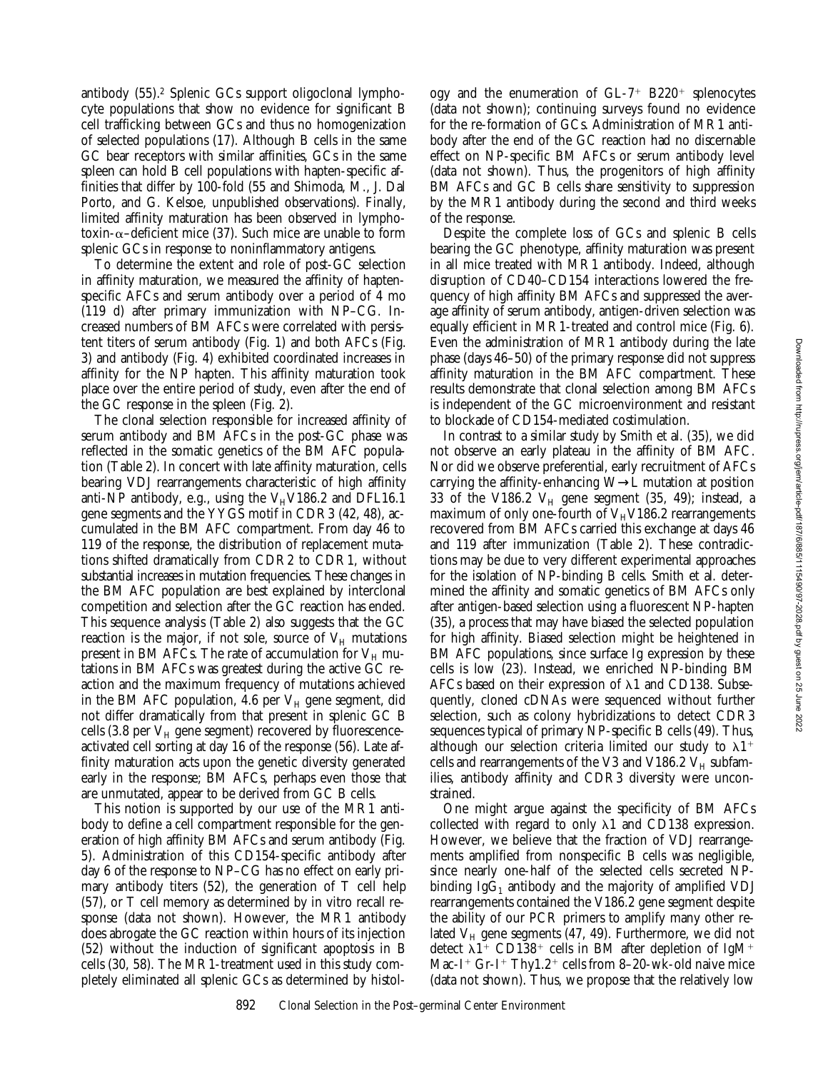antibody (55).[2] Splenic GCs support oligoclonal lymphocyte populations that show no evidence for significant B cell trafficking between GCs and thus no homogenization of selected populations (17). Although B cells in the same GC bear receptors with similar affinities, GCs in the same spleen can hold B cell populations with hapten-specific affinities that differ by 100-fold (55 and Shimoda, M., J. Dal Porto, and G. Kelsoe, unpublished observations). Finally, limited affinity maturation has been observed in lymphotoxin-α–deficient mice (37). Such mice are unable to form splenic GCs in response to noninflammatory antigens.

To determine the extent and role of post-GC selection in affinity maturation, we measured the affinity of hapten-specific AFCs and serum antibody over a period of 4 mo (119 d) after primary immunization with NP–CG. Increased numbers of BM AFCs were correlated with persistent titers of serum antibody (Fig. 1) and both AFCs (Fig. 3) and antibody (Fig. 4) exhibited coordinated increases in affinity for the NP hapten. This affinity maturation took place over the entire period of study, even after the end of the GC response in the spleen (Fig. 2).

The clonal selection responsible for increased affinity of serum antibody and BM AFCs in the post-GC phase was reflected in the somatic genetics of the BM AFC population (Table 2). In concert with late affinity maturation, cells bearing VDJ rearrangements characteristic of high affinity anti-NP antibody, e.g., using the $V_H$V186.2 and DFL16.1 gene segments and the YYGS motif in CDR3 (42, 48), accumulated in the BM AFC compartment. From day 46 to 119 of the response, the distribution of replacement mutations shifted dramatically from CDR2 to CDR1, without substantial increases in mutation frequencies. These changes in the BM AFC population are best explained by interclonal competition and selection after the GC reaction has ended. This sequence analysis (Table 2) also suggests that the GC reaction is the major, if not sole, source of $V_H$ mutations present in BM AFCs. The rate of accumulation for $V_H$ mutations in BM AFCs was greatest during the active GC reaction and the maximum frequency of mutations achieved in the BM AFC population, 4.6 per $V_H$ gene segment, did not differ dramatically from that present in splenic GC B cells (3.8 per $V_H$ gene segment) recovered by fluorescence-activated cell sorting at day 16 of the response (56). Late affinity maturation acts upon the genetic diversity generated early in the response; BM AFCs, perhaps even those that are unmutated, appear to be derived from GC B cells.

This notion is supported by our use of the MR1 antibody to define a cell compartment responsible for the generation of high affinity BM AFCs and serum antibody (Fig. 5). Administration of this CD154-specific antibody after day 6 of the response to NP–CG has no effect on early primary antibody titers (52), the generation of T cell help (57), or T cell memory as determined by in vitro recall response (data not shown). However, the MR1 antibody does abrogate the GC reaction within hours of its injection (52) without the induction of significant apoptosis in B cells (30, 58). The MR1-treatment used in this study completely eliminated all splenic GCs as determined by histology and the enumeration of GL-7$^+$ B220$^+$ splenocytes (data not shown); continuing surveys found no evidence for the re-formation of GCs. Administration of MR1 antibody after the end of the GC reaction had no discernable effect on NP-specific BM AFCs or serum antibody level (data not shown). Thus, the progenitors of high affinity BM AFCs and GC B cells share sensitivity to suppression by the MR1 antibody during the second and third weeks of the response.

Despite the complete loss of GCs and splenic B cells bearing the GC phenotype, affinity maturation was present in all mice treated with MR1 antibody. Indeed, although disruption of CD40–CD154 interactions lowered the frequency of high affinity BM AFCs and suppressed the average affinity of serum antibody, antigen-driven selection was equally efficient in MR1-treated and control mice (Fig. 6). Even the administration of MR1 antibody during the late phase (days 46–50) of the primary response did not suppress affinity maturation in the BM AFC compartment. These results demonstrate that clonal selection among BM AFCs is independent of the GC microenvironment and resistant to blockade of CD154-mediated costimulation.

In contrast to a similar study by Smith et al. (35), we did not observe an early plateau in the affinity of BM AFC. Nor did we observe preferential, early recruitment of AFCs carrying the affinity-enhancing W→L mutation at position 33 of the V186.2 $V_H$ gene segment (35, 49); instead, a maximum of only one-fourth of $V_H$V186.2 rearrangements recovered from BM AFCs carried this exchange at days 46 and 119 after immunization (Table 2). These contradictions may be due to very different experimental approaches for the isolation of NP-binding B cells. Smith et al. determined the affinity and somatic genetics of BM AFCs only after antigen-based selection using a fluorescent NP-hapten (35), a process that may have biased the selected population for high affinity. Biased selection might be heightened in BM AFC populations, since surface Ig expression by these cells is low (23). Instead, we enriched NP-binding BM AFCs based on their expression of λ1 and CD138. Subsequently, cloned cDNAs were sequenced without further selection, such as colony hybridizations to detect CDR3 sequences typical of primary NP-specific B cells (49). Thus, although our selection criteria limited our study to λ1$^+$ cells and rearrangements of the V3 and V186.2 $V_H$ subfamilies, antibody affinity and CDR3 diversity were unconstrained.

One might argue against the specificity of BM AFCs collected with regard to only λ1 and CD138 expression. However, we believe that the fraction of VDJ rearrangements amplified from nonspecific B cells was negligible, since nearly one-half of the selected cells secreted NP-binding $IgG_1$ antibody and the majority of amplified VDJ rearrangements contained the V186.2 gene segment despite the ability of our PCR primers to amplify many other related $V_H$ gene segments (47, 49). Furthermore, we did not detect λ1$^+$ CD138$^+$ cells in BM after depletion of IgM$^+$ Mac-1$^+$ Gr-1$^+$ Thy1.2$^+$ cells from 8–20-wk-old naive mice (data not shown). Thus, we propose that the relatively low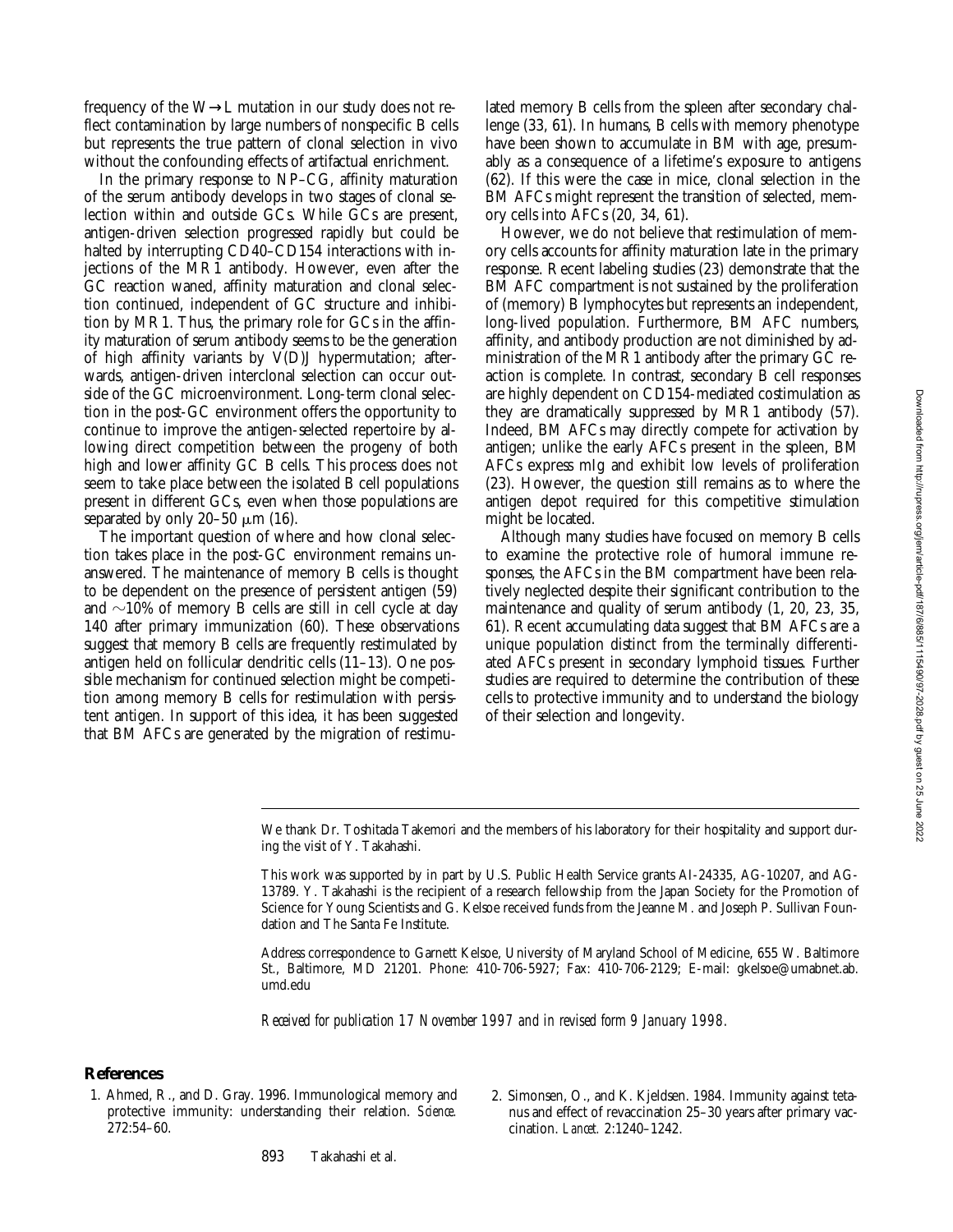frequency of the W→L mutation in our study does not reflect contamination by large numbers of nonspecific B cells but represents the true pattern of clonal selection in vivo without the confounding effects of artifactual enrichment.

In the primary response to NP–CG, affinity maturation of the serum antibody develops in two stages of clonal selection within and outside GCs. While GCs are present, antigen-driven selection progressed rapidly but could be halted by interrupting CD40–CD154 interactions with injections of the MR1 antibody. However, even after the GC reaction waned, affinity maturation and clonal selection continued, independent of GC structure and inhibition by MR1. Thus, the primary role for GCs in the affinity maturation of serum antibody seems to be the generation of high affinity variants by V(D)J hypermutation; afterwards, antigen-driven interclonal selection can occur outside of the GC microenvironment. Long-term clonal selection in the post-GC environment offers the opportunity to continue to improve the antigen-selected repertoire by allowing direct competition between the progeny of both high and lower affinity GC B cells. This process does not seem to take place between the isolated B cell populations present in different GCs, even when those populations are separated by only 20–50 μm (16).

The important question of where and how clonal selection takes place in the post-GC environment remains unanswered. The maintenance of memory B cells is thought to be dependent on the presence of persistent antigen (59) and ~10% of memory B cells are still in cell cycle at day 140 after primary immunization (60). These observations suggest that memory B cells are frequently restimulated by antigen held on follicular dendritic cells (11–13). One possible mechanism for continued selection might be competition among memory B cells for restimulation with persistent antigen. In support of this idea, it has been suggested that BM AFCs are generated by the migration of restimulated memory B cells from the spleen after secondary challenge (33, 61). In humans, B cells with memory phenotype have been shown to accumulate in BM with age, presumably as a consequence of a lifetime's exposure to antigens (62). If this were the case in mice, clonal selection in the BM AFCs might represent the transition of selected, memory cells into AFCs (20, 34, 61).

However, we do not believe that restimulation of memory cells accounts for affinity maturation late in the primary response. Recent labeling studies (23) demonstrate that the BM AFC compartment is not sustained by the proliferation of (memory) B lymphocytes but represents an independent, long-lived population. Furthermore, BM AFC numbers, affinity, and antibody production are not diminished by administration of the MR1 antibody after the primary GC reaction is complete. In contrast, secondary B cell responses are highly dependent on CD154-mediated costimulation as they are dramatically suppressed by MR1 antibody (57). Indeed, BM AFCs may directly compete for activation by antigen; unlike the early AFCs present in the spleen, BM AFCs express mIg and exhibit low levels of proliferation (23). However, the question still remains as to where the antigen depot required for this competitive stimulation might be located.

Although many studies have focused on memory B cells to examine the protective role of humoral immune responses, the AFCs in the BM compartment have been relatively neglected despite their significant contribution to the maintenance and quality of serum antibody (1, 20, 23, 35, 61). Recent accumulating data suggest that BM AFCs are a unique population distinct from the terminally differentiated AFCs present in secondary lymphoid tissues. Further studies are required to determine the contribution of these cells to protective immunity and to understand the biology of their selection and longevity.

We thank Dr. Toshitada Takemori and the members of his laboratory for their hospitality and support during the visit of Y. Takahashi.

This work was supported by in part by U.S. Public Health Service grants AI-24335, AG-10207, and AG-13789. Y. Takahashi is the recipient of a research fellowship from the Japan Society for the Promotion of Science for Young Scientists and G. Kelsoe received funds from the Jeanne M. and Joseph P. Sullivan Foundation and The Santa Fe Institute.

Address correspondence to Garnett Kelsoe, University of Maryland School of Medicine, 655 W. Baltimore St., Baltimore, MD 21201. Phone: 410-706-5927; Fax: 410-706-2129; E-mail: gkelsoe@umabnet.ab.umd.edu

*Received for publication 17 November 1997 and in revised form 9 January 1998.*

## References

1. Ahmed, R., and D. Gray. 1996. Immunological memory and protective immunity: understanding their relation. *Science.* 272:54–60.
2. Simonsen, O., and K. Kjeldsen. 1984. Immunity against tetanus and effect of revaccination 25–30 years after primary vaccination. *Lancet.* 2:1240–1242.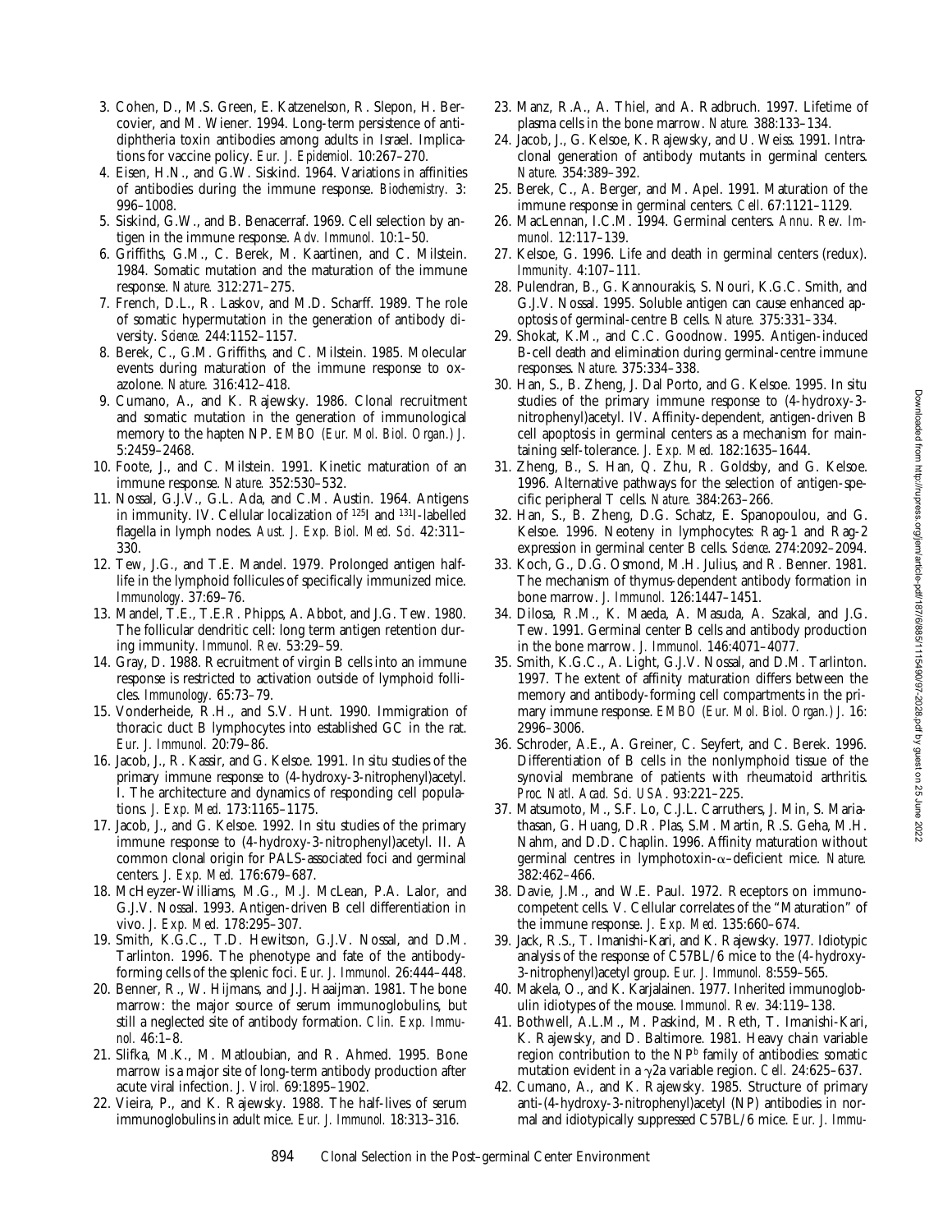3. Cohen, D., M.S. Green, E. Katzenelson, R. Slepon, H. Bercovier, and M. Wiener. 1994. Long-term persistence of anti-diphtheria toxin antibodies among adults in Israel. Implications for vaccine policy. *Eur. J. Epidemiol.* 10:267–270.
4. Eisen, H.N., and G.W. Siskind. 1964. Variations in affinities of antibodies during the immune response. *Biochemistry.* 3: 996–1008.
5. Siskind, G.W., and B. Benacerraf. 1969. Cell selection by antigen in the immune response. *Adv. Immunol.* 10:1–50.
6. Griffiths, G.M., C. Berek, M. Kaartinen, and C. Milstein. 1984. Somatic mutation and the maturation of the immune response. *Nature.* 312:271–275.
7. French, D.L., R. Laskov, and M.D. Scharff. 1989. The role of somatic hypermutation in the generation of antibody diversity. *Science.* 244:1152–1157.
8. Berek, C., G.M. Griffiths, and C. Milstein. 1985. Molecular events during maturation of the immune response to oxazolone. *Nature.* 316:412–418.
9. Cumano, A., and K. Rajewsky. 1986. Clonal recruitment and somatic mutation in the generation of immunological memory to the hapten NP. *EMBO (Eur. Mol. Biol. Organ.) J.* 5:2459–2468.
10. Foote, J., and C. Milstein. 1991. Kinetic maturation of an immune response. *Nature.* 352:530–532.
11. Nossal, G.J.V., G.L. Ada, and C.M. Austin. 1964. Antigens in immunity. IV. Cellular localization of $^{125}$I and $^{131}$I-labelled flagella in lymph nodes. *Aust. J. Exp. Biol. Med. Sci.* 42:311–330.
12. Tew, J.G., and T.E. Mandel. 1979. Prolonged antigen half-life in the lymphoid follicles of specifically immunized mice. *Immunology.* 37:69–76.
13. Mandel, T.E., T.E.R. Phipps, A. Abbot, and J.G. Tew. 1980. The follicular dendritic cell: long term antigen retention during immunity. *Immunol. Rev.* 53:29–59.
14. Gray, D. 1988. Recruitment of virgin B cells into an immune response is restricted to activation outside of lymphoid follicles. *Immunology.* 65:73–79.
15. Vonderheide, R.H., and S.V. Hunt. 1990. Immigration of thoracic duct B lymphocytes into established GC in the rat. *Eur. J. Immunol.* 20:79–86.
16. Jacob, J., R. Kassir, and G. Kelsoe. 1991. In situ studies of the primary immune response to (4-hydroxy-3-nitrophenyl)acetyl. I. The architecture and dynamics of responding cell populations. *J. Exp. Med.* 173:1165–1175.
17. Jacob, J., and G. Kelsoe. 1992. In situ studies of the primary immune response to (4-hydroxy-3-nitrophenyl)acetyl. II. A common clonal origin for PALS-associated foci and germinal centers. *J. Exp. Med.* 176:679–687.
18. McHeyzer-Williams, M.G., M.J. McLean, P.A. Lalor, and G.J.V. Nossal. 1993. Antigen-driven B cell differentiation in vivo. *J. Exp. Med.* 178:295–307.
19. Smith, K.G.C., T.D. Hewitson, G.J.V. Nossal, and D.M. Tarlinton. 1996. The phenotype and fate of the antibody-forming cells of the splenic foci. *Eur. J. Immunol.* 26:444–448.
20. Benner, R., W. Hijmans, and J.J. Haaijman. 1981. The bone marrow: the major source of serum immunoglobulins, but still a neglected site of antibody formation. *Clin. Exp. Immunol.* 46:1–8.
21. Slifka, M.K., M. Matloubian, and R. Ahmed. 1995. Bone marrow is a major site of long-term antibody production after acute viral infection. *J. Virol.* 69:1895–1902.
22. Vieira, P., and K. Rajewsky. 1988. The half-lives of serum immunoglobulins in adult mice. *Eur. J. Immunol.* 18:313–316.
23. Manz, R.A., A. Thiel, and A. Radbruch. 1997. Lifetime of plasma cells in the bone marrow. *Nature.* 388:133–134.
24. Jacob, J., G. Kelsoe, K. Rajewsky, and U. Weiss. 1991. Intraclonal generation of antibody mutants in germinal centers. *Nature.* 354:389–392.
25. Berek, C., A. Berger, and M. Apel. 1991. Maturation of the immune response in germinal centers. *Cell.* 67:1121–1129.
26. MacLennan, I.C.M. 1994. Germinal centers. *Annu. Rev. Immunol.* 12:117–139.
27. Kelsoe, G. 1996. Life and death in germinal centers (redux). *Immunity.* 4:107–111.
28. Pulendran, B., G. Kannourakis, S. Nouri, K.G.C. Smith, and G.J.V. Nossal. 1995. Soluble antigen can cause enhanced apoptosis of germinal-centre B cells. *Nature.* 375:331–334.
29. Shokat, K.M., and C.C. Goodnow. 1995. Antigen-induced B-cell death and elimination during germinal-centre immune responses. *Nature.* 375:334–338.
30. Han, S., B. Zheng, J. Dal Porto, and G. Kelsoe. 1995. In situ studies of the primary immune response to (4-hydroxy-3-nitrophenyl)acetyl. IV. Affinity-dependent, antigen-driven B cell apoptosis in germinal centers as a mechanism for maintaining self-tolerance. *J. Exp. Med.* 182:1635–1644.
31. Zheng, B., S. Han, Q. Zhu, R. Goldsby, and G. Kelsoe. 1996. Alternative pathways for the selection of antigen-specific peripheral T cells. *Nature.* 384:263–266.
32. Han, S., B. Zheng, D.G. Schatz, E. Spanopoulou, and G. Kelsoe. 1996. Neoteny in lymphocytes: Rag-1 and Rag-2 expression in germinal center B cells. *Science.* 274:2092–2094.
33. Koch, G., D.G. Osmond, M.H. Julius, and R. Benner. 1981. The mechanism of thymus-dependent antibody formation in bone marrow. *J. Immunol.* 126:1447–1451.
34. Dilosa, R.M., K. Maeda, A. Masuda, A. Szakal, and J.G. Tew. 1991. Germinal center B cells and antibody production in the bone marrow. *J. Immunol.* 146:4071–4077.
35. Smith, K.G.C., A. Light, G.J.V. Nossal, and D.M. Tarlinton. 1997. The extent of affinity maturation differs between the memory and antibody-forming cell compartments in the primary immune response. *EMBO (Eur. Mol. Biol. Organ.) J.* 16: 2996–3006.
36. Schroder, A.E., A. Greiner, C. Seyfert, and C. Berek. 1996. Differentiation of B cells in the nonlymphoid tissue of the synovial membrane of patients with rheumatoid arthritis. *Proc. Natl. Acad. Sci. USA.* 93:221–225.
37. Matsumoto, M., S.F. Lo, C.J.L. Carruthers, J. Min, S. Mariathasan, G. Huang, D.R. Plas, S.M. Martin, R.S. Geha, M.H. Nahm, and D.D. Chaplin. 1996. Affinity maturation without germinal centres in lymphotoxin-α–deficient mice. *Nature.* 382:462–466.
38. Davie, J.M., and W.E. Paul. 1972. Receptors on immunocompetent cells. V. Cellular correlates of the "Maturation" of the immune response. *J. Exp. Med.* 135:660–674.
39. Jack, R.S., T. Imanishi-Kari, and K. Rajewsky. 1977. Idiotypic analysis of the response of C57BL/6 mice to the (4-hydroxy-3-nitrophenyl)acetyl group. *Eur. J. Immunol.* 8:559–565.
40. Makela, O., and K. Karjalainen. 1977. Inherited immunoglobulin idiotypes of the mouse. *Immunol. Rev.* 34:119–138.
41. Bothwell, A.L.M., M. Paskind, M. Reth, T. Imanishi-Kari, K. Rajewsky, and D. Baltimore. 1981. Heavy chain variable region contribution to the NP$^b$ family of antibodies: somatic mutation evident in a γ2a variable region. *Cell.* 24:625–637.
42. Cumano, A., and K. Rajewsky. 1985. Structure of primary anti-(4-hydroxy-3-nitrophenyl)acetyl (NP) antibodies in normal and idiotypically suppressed C57BL/6 mice. *Eur. J. Immu-*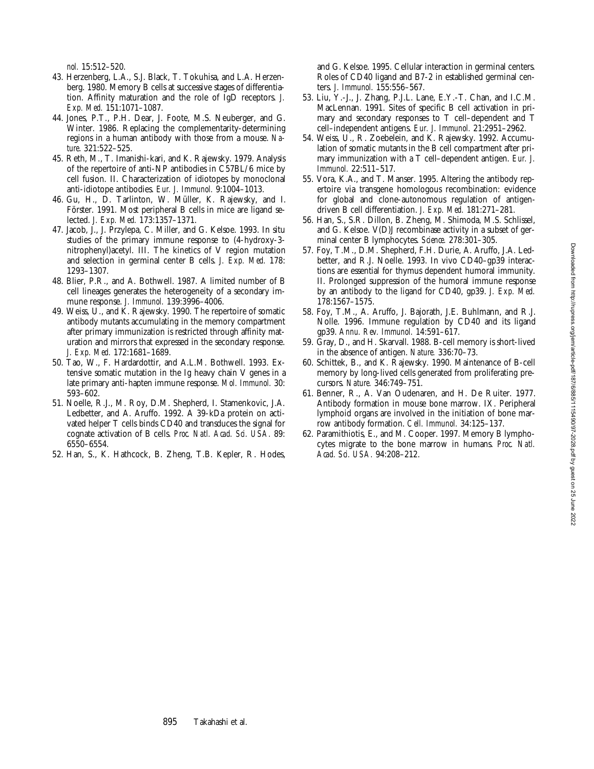*nol.* 15:512–520.

43. Herzenberg, L.A., S.J. Black, T. Tokuhisa, and L.A. Herzenberg. 1980. Memory B cells at successive stages of differentiation. Affinity maturation and the role of IgD receptors. *J. Exp. Med.* 151:1071–1087.
44. Jones, P.T., P.H. Dear, J. Foote, M.S. Neuberger, and G. Winter. 1986. Replacing the complementarity-determining regions in a human antibody with those from a mouse. *Nature.* 321:522–525.
45. Reth, M., T. Imanishi-kari, and K. Rajewsky. 1979. Analysis of the repertoire of anti-NP antibodies in C57BL/6 mice by cell fusion. II. Characterization of idiotopes by monoclonal anti-idiotope antibodies. *Eur. J. Immunol.* 9:1004–1013.
46. Gu, H., D. Tarlinton, W. Müller, K. Rajewsky, and I. Förster. 1991. Most peripheral B cells in mice are ligand selected. *J. Exp. Med.* 173:1357–1371.
47. Jacob, J., J. Przylepa, C. Miller, and G. Kelsoe. 1993. In situ studies of the primary immune response to (4-hydroxy-3-nitrophenyl)acetyl. III. The kinetics of V region mutation and selection in germinal center B cells. *J. Exp. Med.* 178: 1293–1307.
48. Blier, P.R., and A. Bothwell. 1987. A limited number of B cell lineages generates the heterogeneity of a secondary immune response. *J. Immunol.* 139:3996–4006.
49. Weiss, U., and K. Rajewsky. 1990. The repertoire of somatic antibody mutants accumulating in the memory compartment after primary immunization is restricted through affinity maturation and mirrors that expressed in the secondary response. *J. Exp. Med.* 172:1681–1689.
50. Tao, W., F. Hardardottir, and A.L.M. Bothwell. 1993. Extensive somatic mutation in the Ig heavy chain V genes in a late primary anti-hapten immune response. *Mol. Immunol.* 30: 593–602.
51. Noelle, R.J., M. Roy, D.M. Shepherd, I. Stamenkovic, J.A. Ledbetter, and A. Aruffo. 1992. A 39-kDa protein on activated helper T cells binds CD40 and transduces the signal for cognate activation of B cells. *Proc. Natl. Acad. Sci. USA.* 89: 6550–6554.
52. Han, S., K. Hathcock, B. Zheng, T.B. Kepler, R. Hodes, and G. Kelsoe. 1995. Cellular interaction in germinal centers. Roles of CD40 ligand and B7-2 in established germinal centers. *J. Immunol.* 155:556–567.
53. Liu, Y.-J., J. Zhang, P.J.L. Lane, E.Y.-T. Chan, and I.C.M. MacLennan. 1991. Sites of specific B cell activation in primary and secondary responses to T cell–dependent and T cell–independent antigens. *Eur. J. Immunol.* 21:2951–2962.
54. Weiss, U., R. Zoebelein, and K. Rajewsky. 1992. Accumulation of somatic mutants in the B cell compartment after primary immunization with a T cell–dependent antigen. *Eur. J. Immunol.* 22:511–517.
55. Vora, K.A., and T. Manser. 1995. Altering the antibody repertoire via transgene homologous recombination: evidence for global and clone-autonomous regulation of antigen-driven B cell differentiation. *J. Exp. Med.* 181:271–281.
56. Han, S., S.R. Dillon, B. Zheng, M. Shimoda, M.S. Schlissel, and G. Kelsoe. V(D)J recombinase activity in a subset of germinal center B lymphocytes. *Science.* 278:301–305.
57. Foy, T.M., D.M. Shepherd, F.H. Durie, A. Aruffo, J.A. Ledbetter, and R.J. Noelle. 1993. In vivo CD40–gp39 interactions are essential for thymus dependent humoral immunity. II. Prolonged suppression of the humoral immune response by an antibody to the ligand for CD40, gp39. *J. Exp. Med.* 178:1567–1575.
58. Foy, T.M., A. Aruffo, J. Bajorath, J.E. Buhlmann, and R.J. Nolle. 1996. Immune regulation by CD40 and its ligand gp39. *Annu. Rev. Immunol.* 14:591–617.
59. Gray, D., and H. Skarvall. 1988. B-cell memory is short-lived in the absence of antigen. *Nature.* 336:70–73.
60. Schittek, B., and K. Rajewsky. 1990. Maintenance of B-cell memory by long-lived cells generated from proliferating precursors. *Nature.* 346:749–751.
61. Benner, R., A. Van Oudenaren, and H. De Ruiter. 1977. Antibody formation in mouse bone marrow. IX. Peripheral lymphoid organs are involved in the initiation of bone marrow antibody formation. *Cell. Immunol.* 34:125–137.
62. Paramithiotis, E., and M. Cooper. 1997. Memory B lymphocytes migrate to the bone marrow in humans. *Proc. Natl. Acad. Sci. USA.* 94:208–212.